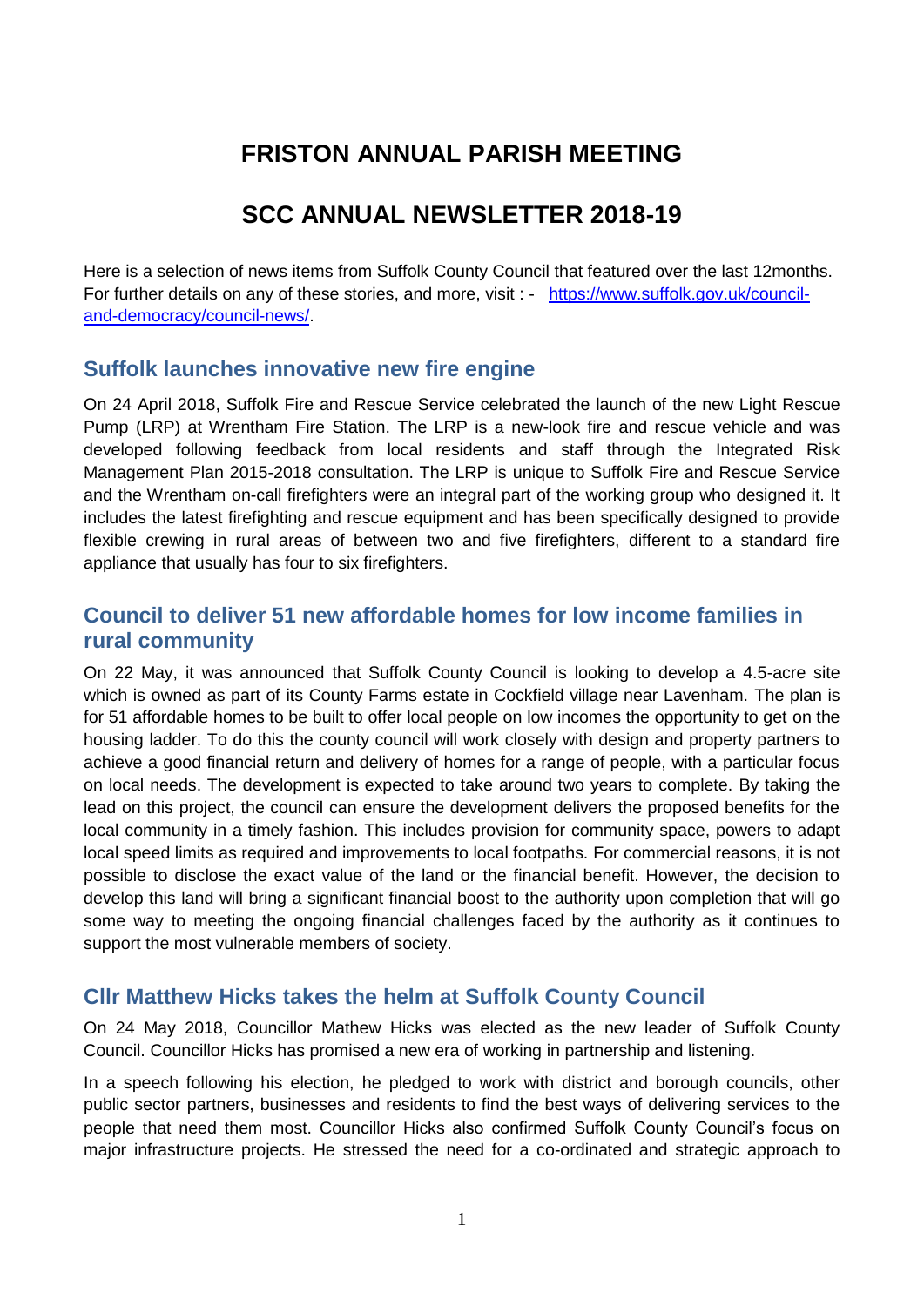# FRISTON ANNUAL PARISH MEETING

# SCC ANNUAL NEWSLETTER 2018-19

Here is a selection of news items from Suffolk County Council that featured over the last 12months. For further details on any of these stories, and more, visit : - [https://www.suffolk.gov.uk/council-and-democracy/council-news/](https://www.suffolk.gov.uk/council-and-democracy/council-news/).

## Suffolk launches innovative new fire engine

On 24 April 2018, Suffolk Fire and Rescue Service celebrated the launch of the new Light Rescue Pump (LRP) at Wrentham Fire Station. The LRP is a new-look fire and rescue vehicle and was developed following feedback from local residents and staff through the Integrated Risk Management Plan 2015-2018 consultation. The LRP is unique to Suffolk Fire and Rescue Service and the Wrentham on-call firefighters were an integral part of the working group who designed it. It includes the latest firefighting and rescue equipment and has been specifically designed to provide flexible crewing in rural areas of between two and five firefighters, different to a standard fire appliance that usually has four to six firefighters.

## Council to deliver 51 new affordable homes for low income families in rural community

On 22 May, it was announced that Suffolk County Council is looking to develop a 4.5-acre site which is owned as part of its County Farms estate in Cockfield village near Lavenham. The plan is for 51 affordable homes to be built to offer local people on low incomes the opportunity to get on the housing ladder. To do this the county council will work closely with design and property partners to achieve a good financial return and delivery of homes for a range of people, with a particular focus on local needs. The development is expected to take around two years to complete. By taking the lead on this project, the council can ensure the development delivers the proposed benefits for the local community in a timely fashion. This includes provision for community space, powers to adapt local speed limits as required and improvements to local footpaths. For commercial reasons, it is not possible to disclose the exact value of the land or the financial benefit. However, the decision to develop this land will bring a significant financial boost to the authority upon completion that will go some way to meeting the ongoing financial challenges faced by the authority as it continues to support the most vulnerable members of society.

## Cllr Matthew Hicks takes the helm at Suffolk County Council

On 24 May 2018, Councillor Mathew Hicks was elected as the new leader of Suffolk County Council. Councillor Hicks has promised a new era of working in partnership and listening.

In a speech following his election, he pledged to work with district and borough councils, other public sector partners, businesses and residents to find the best ways of delivering services to the people that need them most. Councillor Hicks also confirmed Suffolk County Council's focus on major infrastructure projects. He stressed the need for a co-ordinated and strategic approach to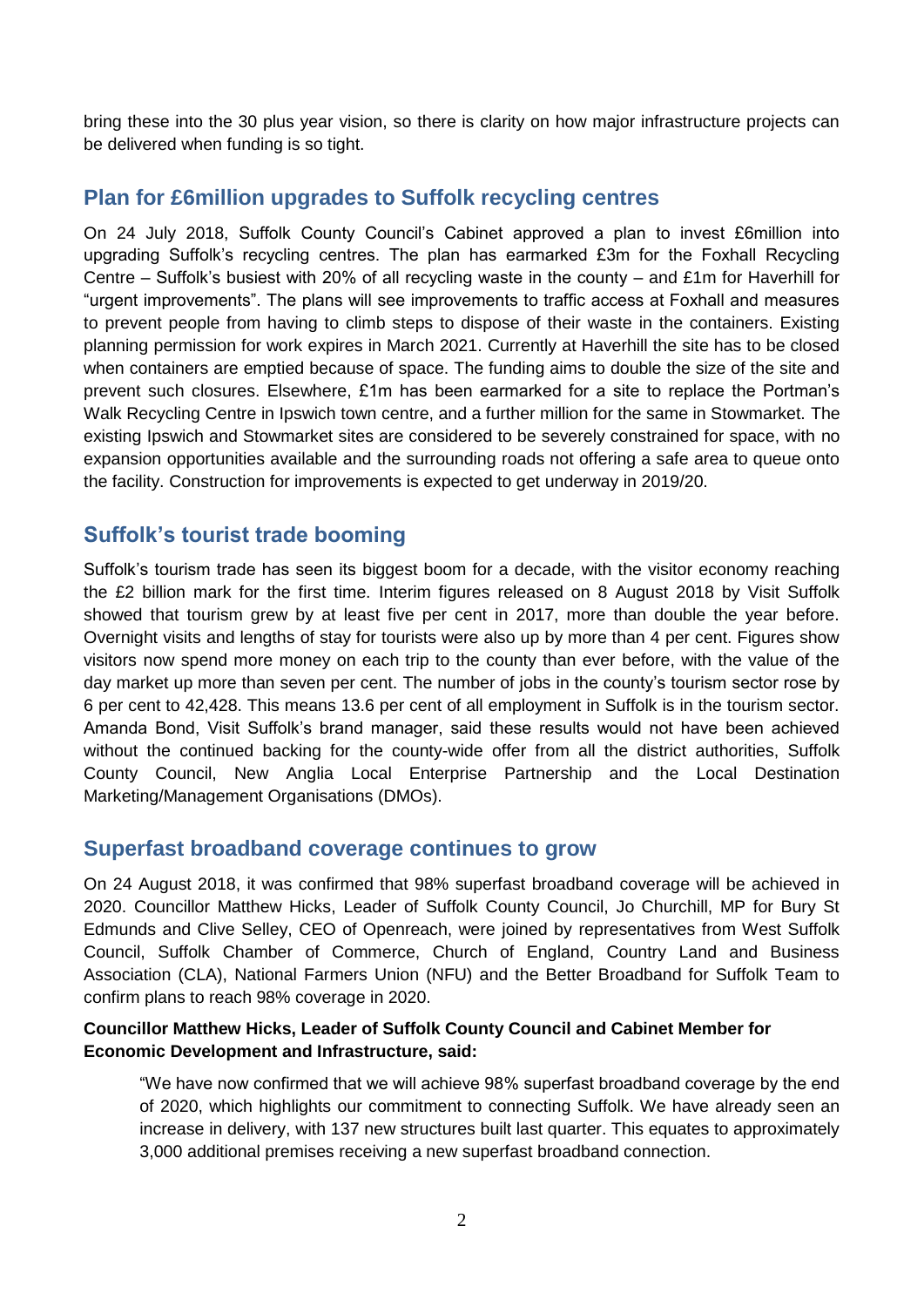bring these into the 30 plus year vision, so there is clarity on how major infrastructure projects can be delivered when funding is so tight.

## Plan for £6million upgrades to Suffolk recycling centres

On 24 July 2018, Suffolk County Council's Cabinet approved a plan to invest £6million into upgrading Suffolk's recycling centres. The plan has earmarked £3m for the Foxhall Recycling Centre – Suffolk's busiest with 20% of all recycling waste in the county – and £1m for Haverhill for "urgent improvements". The plans will see improvements to traffic access at Foxhall and measures to prevent people from having to climb steps to dispose of their waste in the containers. Existing planning permission for work expires in March 2021. Currently at Haverhill the site has to be closed when containers are emptied because of space. The funding aims to double the size of the site and prevent such closures. Elsewhere, £1m has been earmarked for a site to replace the Portman's Walk Recycling Centre in Ipswich town centre, and a further million for the same in Stowmarket. The existing Ipswich and Stowmarket sites are considered to be severely constrained for space, with no expansion opportunities available and the surrounding roads not offering a safe area to queue onto the facility. Construction for improvements is expected to get underway in 2019/20.

## Suffolk's tourist trade booming

Suffolk's tourism trade has seen its biggest boom for a decade, with the visitor economy reaching the £2 billion mark for the first time. Interim figures released on 8 August 2018 by Visit Suffolk showed that tourism grew by at least five per cent in 2017, more than double the year before. Overnight visits and lengths of stay for tourists were also up by more than 4 per cent. Figures show visitors now spend more money on each trip to the county than ever before, with the value of the day market up more than seven per cent. The number of jobs in the county's tourism sector rose by 6 per cent to 42,428. This means 13.6 per cent of all employment in Suffolk is in the tourism sector. Amanda Bond, Visit Suffolk's brand manager, said these results would not have been achieved without the continued backing for the county-wide offer from all the district authorities, Suffolk County Council, New Anglia Local Enterprise Partnership and the Local Destination Marketing/Management Organisations (DMOs).

## Superfast broadband coverage continues to grow

On 24 August 2018, it was confirmed that 98% superfast broadband coverage will be achieved in 2020. Councillor Matthew Hicks, Leader of Suffolk County Council, Jo Churchill, MP for Bury St Edmunds and Clive Selley, CEO of Openreach, were joined by representatives from West Suffolk Council, Suffolk Chamber of Commerce, Church of England, Country Land and Business Association (CLA), National Farmers Union (NFU) and the Better Broadband for Suffolk Team to confirm plans to reach 98% coverage in 2020.

**Councillor Matthew Hicks, Leader of Suffolk County Council and Cabinet Member for Economic Development and Infrastructure, said:**

> "We have now confirmed that we will achieve 98% superfast broadband coverage by the end of 2020, which highlights our commitment to connecting Suffolk. We have already seen an increase in delivery, with 137 new structures built last quarter. This equates to approximately 3,000 additional premises receiving a new superfast broadband connection.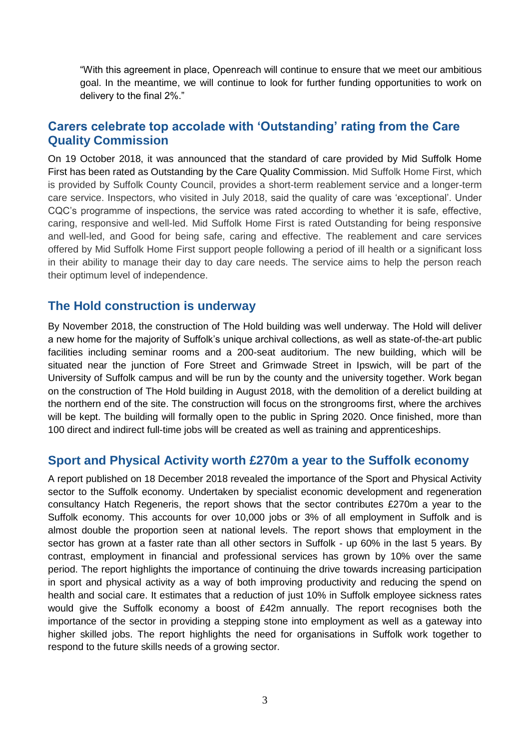"With this agreement in place, Openreach will continue to ensure that we meet our ambitious goal. In the meantime, we will continue to look for further funding opportunities to work on delivery to the final 2%."

## Carers celebrate top accolade with 'Outstanding' rating from the Care Quality Commission

On 19 October 2018, it was announced that the standard of care provided by Mid Suffolk Home First has been rated as Outstanding by the Care Quality Commission. Mid Suffolk Home First, which is provided by Suffolk County Council, provides a short-term reablement service and a longer-term care service. Inspectors, who visited in July 2018, said the quality of care was 'exceptional'. Under CQC's programme of inspections, the service was rated according to whether it is safe, effective, caring, responsive and well-led. Mid Suffolk Home First is rated Outstanding for being responsive and well-led, and Good for being safe, caring and effective. The reablement and care services offered by Mid Suffolk Home First support people following a period of ill health or a significant loss in their ability to manage their day to day care needs. The service aims to help the person reach their optimum level of independence.

## The Hold construction is underway

By November 2018, the construction of The Hold building was well underway. The Hold will deliver a new home for the majority of Suffolk's unique archival collections, as well as state-of-the-art public facilities including seminar rooms and a 200-seat auditorium. The new building, which will be situated near the junction of Fore Street and Grimwade Street in Ipswich, will be part of the University of Suffolk campus and will be run by the county and the university together. Work began on the construction of The Hold building in August 2018, with the demolition of a derelict building at the northern end of the site. The construction will focus on the strongrooms first, where the archives will be kept. The building will formally open to the public in Spring 2020. Once finished, more than 100 direct and indirect full-time jobs will be created as well as training and apprenticeships.

## Sport and Physical Activity worth £270m a year to the Suffolk economy

A report published on 18 December 2018 revealed the importance of the Sport and Physical Activity sector to the Suffolk economy. Undertaken by specialist economic development and regeneration consultancy Hatch Regeneris, the report shows that the sector contributes £270m a year to the Suffolk economy. This accounts for over 10,000 jobs or 3% of all employment in Suffolk and is almost double the proportion seen at national levels. The report shows that employment in the sector has grown at a faster rate than all other sectors in Suffolk - up 60% in the last 5 years. By contrast, employment in financial and professional services has grown by 10% over the same period. The report highlights the importance of continuing the drive towards increasing participation in sport and physical activity as a way of both improving productivity and reducing the spend on health and social care. It estimates that a reduction of just 10% in Suffolk employee sickness rates would give the Suffolk economy a boost of £42m annually. The report recognises both the importance of the sector in providing a stepping stone into employment as well as a gateway into higher skilled jobs. The report highlights the need for organisations in Suffolk work together to respond to the future skills needs of a growing sector.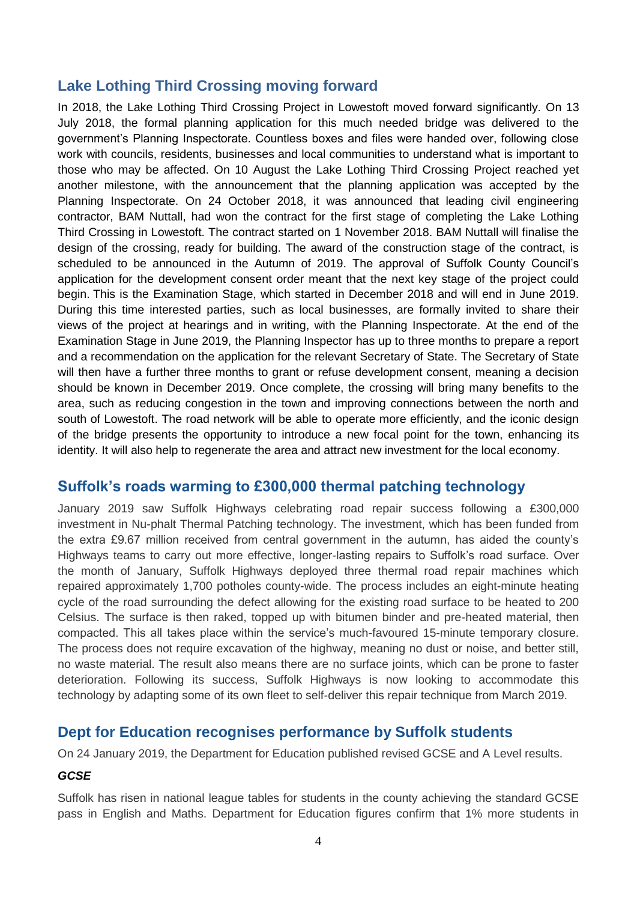## Lake Lothing Third Crossing moving forward

In 2018, the Lake Lothing Third Crossing Project in Lowestoft moved forward significantly. On 13 July 2018, the formal planning application for this much needed bridge was delivered to the government's Planning Inspectorate. Countless boxes and files were handed over, following close work with councils, residents, businesses and local communities to understand what is important to those who may be affected. On 10 August the Lake Lothing Third Crossing Project reached yet another milestone, with the announcement that the planning application was accepted by the Planning Inspectorate. On 24 October 2018, it was announced that leading civil engineering contractor, BAM Nuttall, had won the contract for the first stage of completing the Lake Lothing Third Crossing in Lowestoft. The contract started on 1 November 2018. BAM Nuttall will finalise the design of the crossing, ready for building. The award of the construction stage of the contract, is scheduled to be announced in the Autumn of 2019. The approval of Suffolk County Council's application for the development consent order meant that the next key stage of the project could begin. This is the Examination Stage, which started in December 2018 and will end in June 2019. During this time interested parties, such as local businesses, are formally invited to share their views of the project at hearings and in writing, with the Planning Inspectorate. At the end of the Examination Stage in June 2019, the Planning Inspector has up to three months to prepare a report and a recommendation on the application for the relevant Secretary of State. The Secretary of State will then have a further three months to grant or refuse development consent, meaning a decision should be known in December 2019. Once complete, the crossing will bring many benefits to the area, such as reducing congestion in the town and improving connections between the north and south of Lowestoft. The road network will be able to operate more efficiently, and the iconic design of the bridge presents the opportunity to introduce a new focal point for the town, enhancing its identity. It will also help to regenerate the area and attract new investment for the local economy.

## Suffolk's roads warming to £300,000 thermal patching technology

January 2019 saw Suffolk Highways celebrating road repair success following a £300,000 investment in Nu-phalt Thermal Patching technology. The investment, which has been funded from the extra £9.67 million received from central government in the autumn, has aided the county's Highways teams to carry out more effective, longer-lasting repairs to Suffolk's road surface. Over the month of January, Suffolk Highways deployed three thermal road repair machines which repaired approximately 1,700 potholes county-wide. The process includes an eight-minute heating cycle of the road surrounding the defect allowing for the existing road surface to be heated to 200 Celsius. The surface is then raked, topped up with bitumen binder and pre-heated material, then compacted. This all takes place within the service's much-favoured 15-minute temporary closure. The process does not require excavation of the highway, meaning no dust or noise, and better still, no waste material. The result also means there are no surface joints, which can be prone to faster deterioration. Following its success, Suffolk Highways is now looking to accommodate this technology by adapting some of its own fleet to self-deliver this repair technique from March 2019.

## Dept for Education recognises performance by Suffolk students

On 24 January 2019, the Department for Education published revised GCSE and A Level results.

### *GCSE*

Suffolk has risen in national league tables for students in the county achieving the standard GCSE pass in English and Maths. Department for Education figures confirm that 1% more students in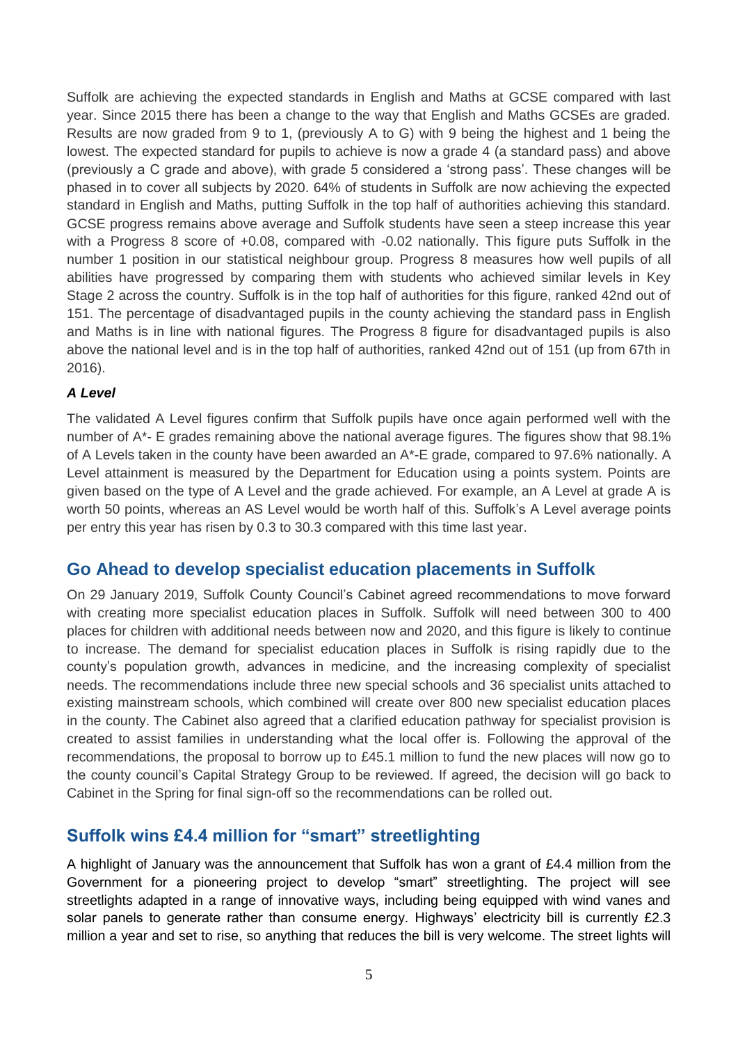Suffolk are achieving the expected standards in English and Maths at GCSE compared with last year. Since 2015 there has been a change to the way that English and Maths GCSEs are graded. Results are now graded from 9 to 1, (previously A to G) with 9 being the highest and 1 being the lowest. The expected standard for pupils to achieve is now a grade 4 (a standard pass) and above (previously a C grade and above), with grade 5 considered a 'strong pass'. These changes will be phased in to cover all subjects by 2020. 64% of students in Suffolk are now achieving the expected standard in English and Maths, putting Suffolk in the top half of authorities achieving this standard. GCSE progress remains above average and Suffolk students have seen a steep increase this year with a Progress 8 score of +0.08, compared with -0.02 nationally. This figure puts Suffolk in the number 1 position in our statistical neighbour group. Progress 8 measures how well pupils of all abilities have progressed by comparing them with students who achieved similar levels in Key Stage 2 across the country. Suffolk is in the top half of authorities for this figure, ranked 42nd out of 151. The percentage of disadvantaged pupils in the county achieving the standard pass in English and Maths is in line with national figures. The Progress 8 figure for disadvantaged pupils is also above the national level and is in the top half of authorities, ranked 42nd out of 151 (up from 67th in 2016).

***A Level***

The validated A Level figures confirm that Suffolk pupils have once again performed well with the number of A*- E grades remaining above the national average figures. The figures show that 98.1% of A Levels taken in the county have been awarded an A*-E grade, compared to 97.6% nationally. A Level attainment is measured by the Department for Education using a points system. Points are given based on the type of A Level and the grade achieved. For example, an A Level at grade A is worth 50 points, whereas an AS Level would be worth half of this. Suffolk's A Level average points per entry this year has risen by 0.3 to 30.3 compared with this time last year.

## Go Ahead to develop specialist education placements in Suffolk

On 29 January 2019, Suffolk County Council's Cabinet agreed recommendations to move forward with creating more specialist education places in Suffolk. Suffolk will need between 300 to 400 places for children with additional needs between now and 2020, and this figure is likely to continue to increase. The demand for specialist education places in Suffolk is rising rapidly due to the county's population growth, advances in medicine, and the increasing complexity of specialist needs. The recommendations include three new special schools and 36 specialist units attached to existing mainstream schools, which combined will create over 800 new specialist education places in the county. The Cabinet also agreed that a clarified education pathway for specialist provision is created to assist families in understanding what the local offer is. Following the approval of the recommendations, the proposal to borrow up to £45.1 million to fund the new places will now go to the county council's Capital Strategy Group to be reviewed. If agreed, the decision will go back to Cabinet in the Spring for final sign-off so the recommendations can be rolled out.

## Suffolk wins £4.4 million for "smart" streetlighting

A highlight of January was the announcement that Suffolk has won a grant of £4.4 million from the Government for a pioneering project to develop "smart" streetlighting. The project will see streetlights adapted in a range of innovative ways, including being equipped with wind vanes and solar panels to generate rather than consume energy. Highways' electricity bill is currently £2.3 million a year and set to rise, so anything that reduces the bill is very welcome. The street lights will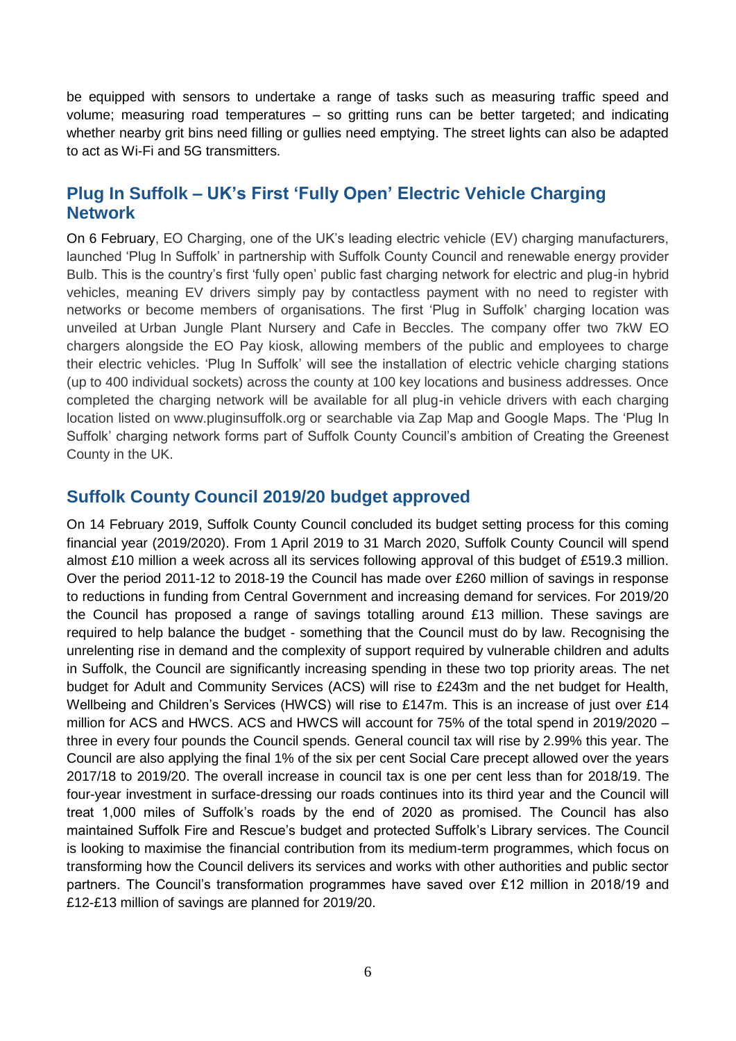be equipped with sensors to undertake a range of tasks such as measuring traffic speed and volume; measuring road temperatures – so gritting runs can be better targeted; and indicating whether nearby grit bins need filling or gullies need emptying. The street lights can also be adapted to act as Wi-Fi and 5G transmitters.

## Plug In Suffolk – UK's First 'Fully Open' Electric Vehicle Charging Network

On 6 February, EO Charging, one of the UK's leading electric vehicle (EV) charging manufacturers, launched 'Plug In Suffolk' in partnership with Suffolk County Council and renewable energy provider Bulb. This is the country's first 'fully open' public fast charging network for electric and plug-in hybrid vehicles, meaning EV drivers simply pay by contactless payment with no need to register with networks or become members of organisations. The first 'Plug in Suffolk' charging location was unveiled at Urban Jungle Plant Nursery and Cafe in Beccles. The company offer two 7kW EO chargers alongside the EO Pay kiosk, allowing members of the public and employees to charge their electric vehicles. 'Plug In Suffolk' will see the installation of electric vehicle charging stations (up to 400 individual sockets) across the county at 100 key locations and business addresses. Once completed the charging network will be available for all plug-in vehicle drivers with each charging location listed on www.pluginsuffolk.org or searchable via Zap Map and Google Maps. The 'Plug In Suffolk' charging network forms part of Suffolk County Council's ambition of Creating the Greenest County in the UK.

## Suffolk County Council 2019/20 budget approved

On 14 February 2019, Suffolk County Council concluded its budget setting process for this coming financial year (2019/2020). From 1 April 2019 to 31 March 2020, Suffolk County Council will spend almost £10 million a week across all its services following approval of this budget of £519.3 million. Over the period 2011-12 to 2018-19 the Council has made over £260 million of savings in response to reductions in funding from Central Government and increasing demand for services. For 2019/20 the Council has proposed a range of savings totalling around £13 million. These savings are required to help balance the budget - something that the Council must do by law. Recognising the unrelenting rise in demand and the complexity of support required by vulnerable children and adults in Suffolk, the Council are significantly increasing spending in these two top priority areas. The net budget for Adult and Community Services (ACS) will rise to £243m and the net budget for Health, Wellbeing and Children's Services (HWCS) will rise to £147m. This is an increase of just over £14 million for ACS and HWCS. ACS and HWCS will account for 75% of the total spend in 2019/2020 – three in every four pounds the Council spends. General council tax will rise by 2.99% this year. The Council are also applying the final 1% of the six per cent Social Care precept allowed over the years 2017/18 to 2019/20. The overall increase in council tax is one per cent less than for 2018/19. The four-year investment in surface-dressing our roads continues into its third year and the Council will treat 1,000 miles of Suffolk's roads by the end of 2020 as promised. The Council has also maintained Suffolk Fire and Rescue's budget and protected Suffolk's Library services. The Council is looking to maximise the financial contribution from its medium-term programmes, which focus on transforming how the Council delivers its services and works with other authorities and public sector partners. The Council's transformation programmes have saved over £12 million in 2018/19 and £12-£13 million of savings are planned for 2019/20.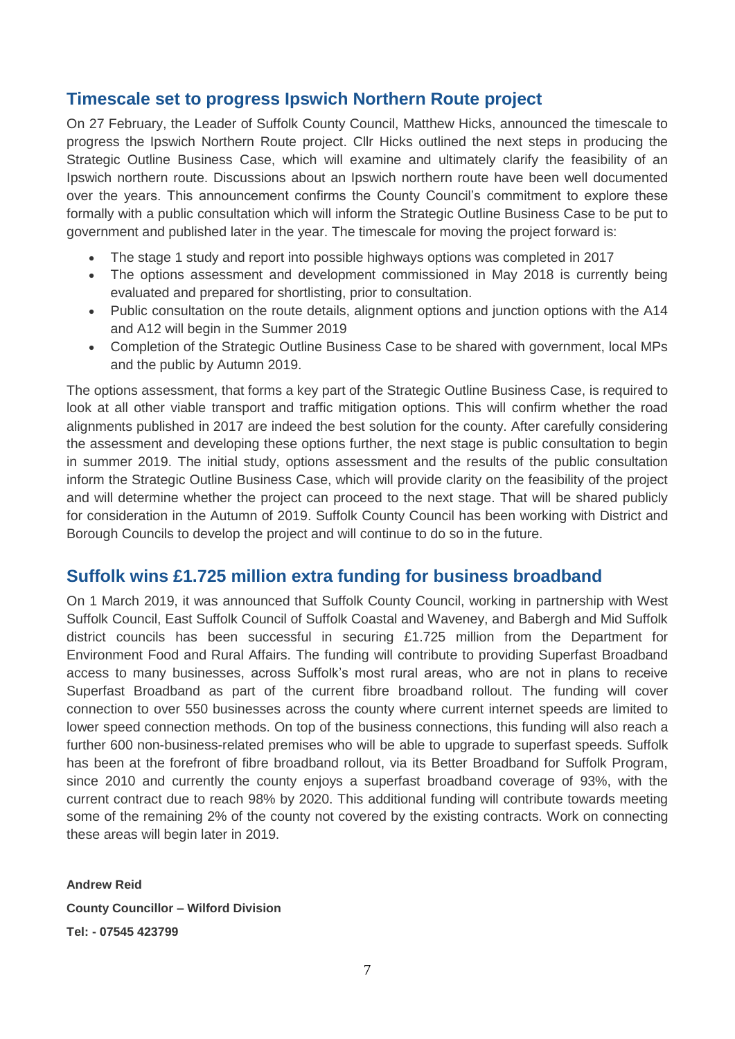## Timescale set to progress Ipswich Northern Route project

On 27 February, the Leader of Suffolk County Council, Matthew Hicks, announced the timescale to progress the Ipswich Northern Route project. Cllr Hicks outlined the next steps in producing the Strategic Outline Business Case, which will examine and ultimately clarify the feasibility of an Ipswich northern route. Discussions about an Ipswich northern route have been well documented over the years. This announcement confirms the County Council's commitment to explore these formally with a public consultation which will inform the Strategic Outline Business Case to be put to government and published later in the year. The timescale for moving the project forward is:

- The stage 1 study and report into possible highways options was completed in 2017
- The options assessment and development commissioned in May 2018 is currently being evaluated and prepared for shortlisting, prior to consultation.
- Public consultation on the route details, alignment options and junction options with the A14 and A12 will begin in the Summer 2019
- Completion of the Strategic Outline Business Case to be shared with government, local MPs and the public by Autumn 2019.

The options assessment, that forms a key part of the Strategic Outline Business Case, is required to look at all other viable transport and traffic mitigation options. This will confirm whether the road alignments published in 2017 are indeed the best solution for the county. After carefully considering the assessment and developing these options further, the next stage is public consultation to begin in summer 2019. The initial study, options assessment and the results of the public consultation inform the Strategic Outline Business Case, which will provide clarity on the feasibility of the project and will determine whether the project can proceed to the next stage. That will be shared publicly for consideration in the Autumn of 2019. Suffolk County Council has been working with District and Borough Councils to develop the project and will continue to do so in the future.

## Suffolk wins £1.725 million extra funding for business broadband

On 1 March 2019, it was announced that Suffolk County Council, working in partnership with West Suffolk Council, East Suffolk Council of Suffolk Coastal and Waveney, and Babergh and Mid Suffolk district councils has been successful in securing £1.725 million from the Department for Environment Food and Rural Affairs. The funding will contribute to providing Superfast Broadband access to many businesses, across Suffolk's most rural areas, who are not in plans to receive Superfast Broadband as part of the current fibre broadband rollout. The funding will cover connection to over 550 businesses across the county where current internet speeds are limited to lower speed connection methods. On top of the business connections, this funding will also reach a further 600 non-business-related premises who will be able to upgrade to superfast speeds. Suffolk has been at the forefront of fibre broadband rollout, via its Better Broadband for Suffolk Program, since 2010 and currently the county enjoys a superfast broadband coverage of 93%, with the current contract due to reach 98% by 2020. This additional funding will contribute towards meeting some of the remaining 2% of the county not covered by the existing contracts. Work on connecting these areas will begin later in 2019.

**Andrew Reid**

**County Councillor – Wilford Division**

**Tel: - 07545 423799**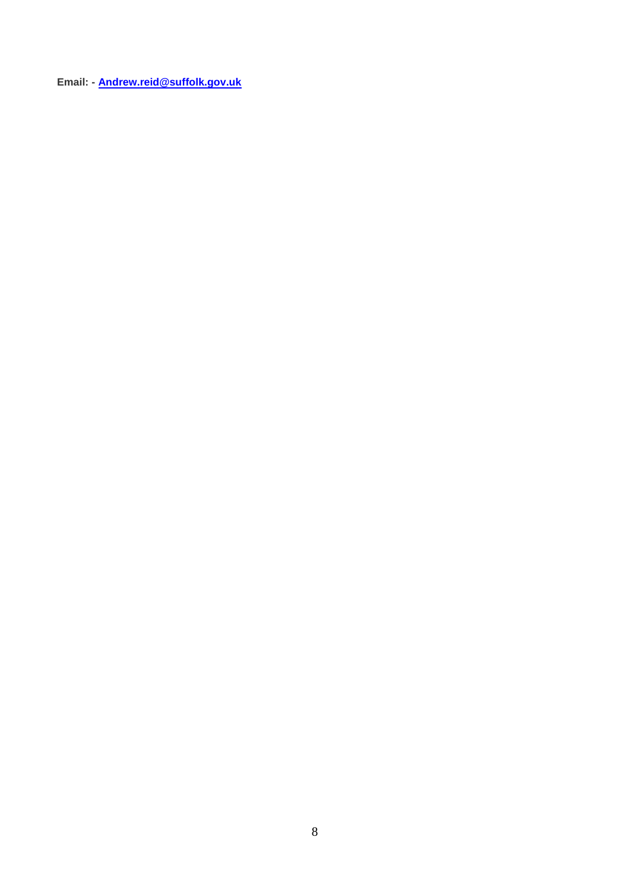**Email: - [Andrew.reid@suffolk.gov.uk](mailto:Andrew.reid@suffolk.gov.uk)**